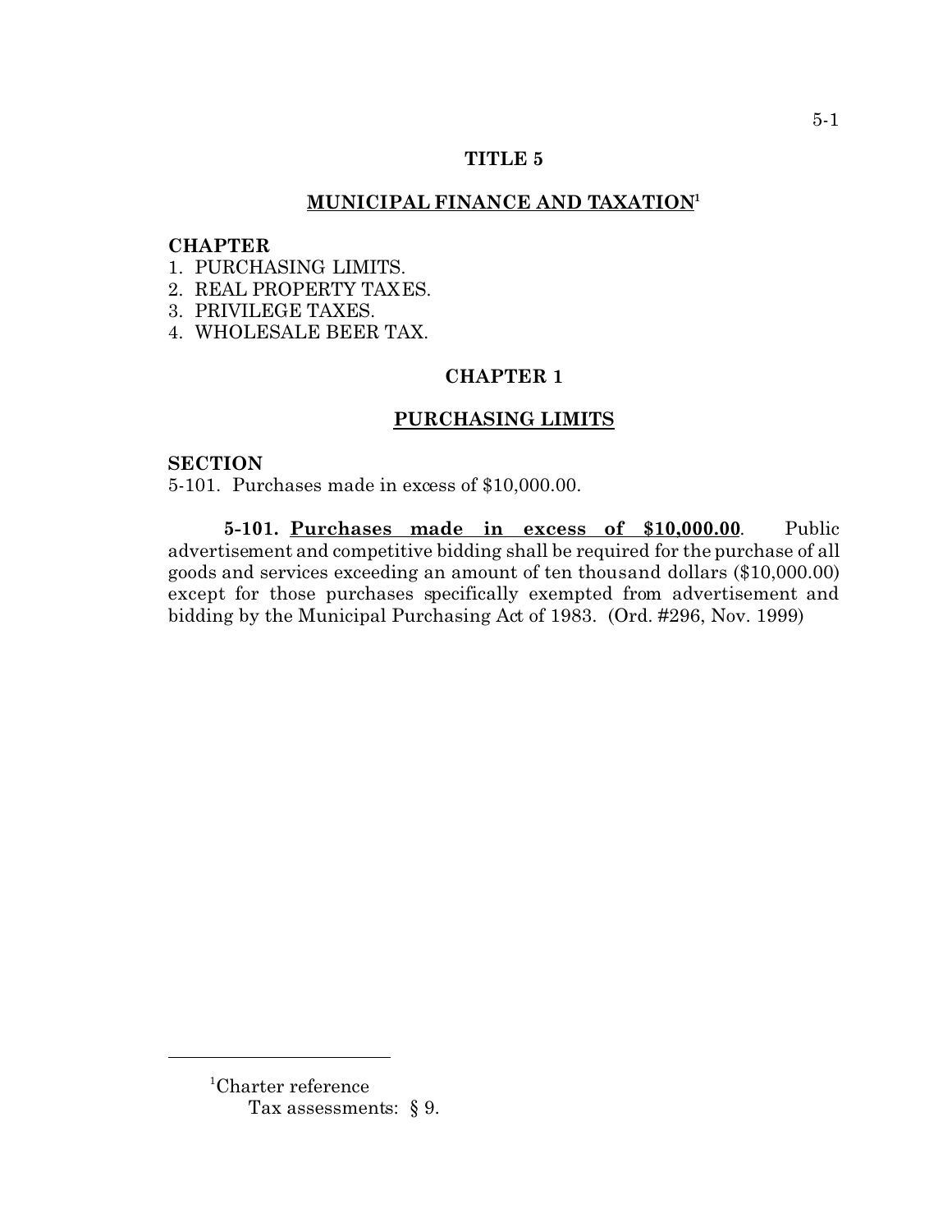# TITLE 5

## MUNICIPAL FINANCE AND TAXATION[1]

**CHAPTER**

1. PURCHASING LIMITS.
2. REAL PROPERTY TAXES.
3. PRIVILEGE TAXES.
4. WHOLESALE BEER TAX.

## CHAPTER 1

## PURCHASING LIMITS

**SECTION**

5-101. Purchases made in excess of $10,000.00.

**5-101. Purchases made in excess of $10,000.00.** Public advertisement and competitive bidding shall be required for the purchase of all goods and services exceeding an amount of ten thousand dollars ($10,000.00) except for those purchases specifically exempted from advertisement and bidding by the Municipal Purchasing Act of 1983. (Ord. #296, Nov. 1999)

---

[1]Charter reference

Tax assessments: § 9.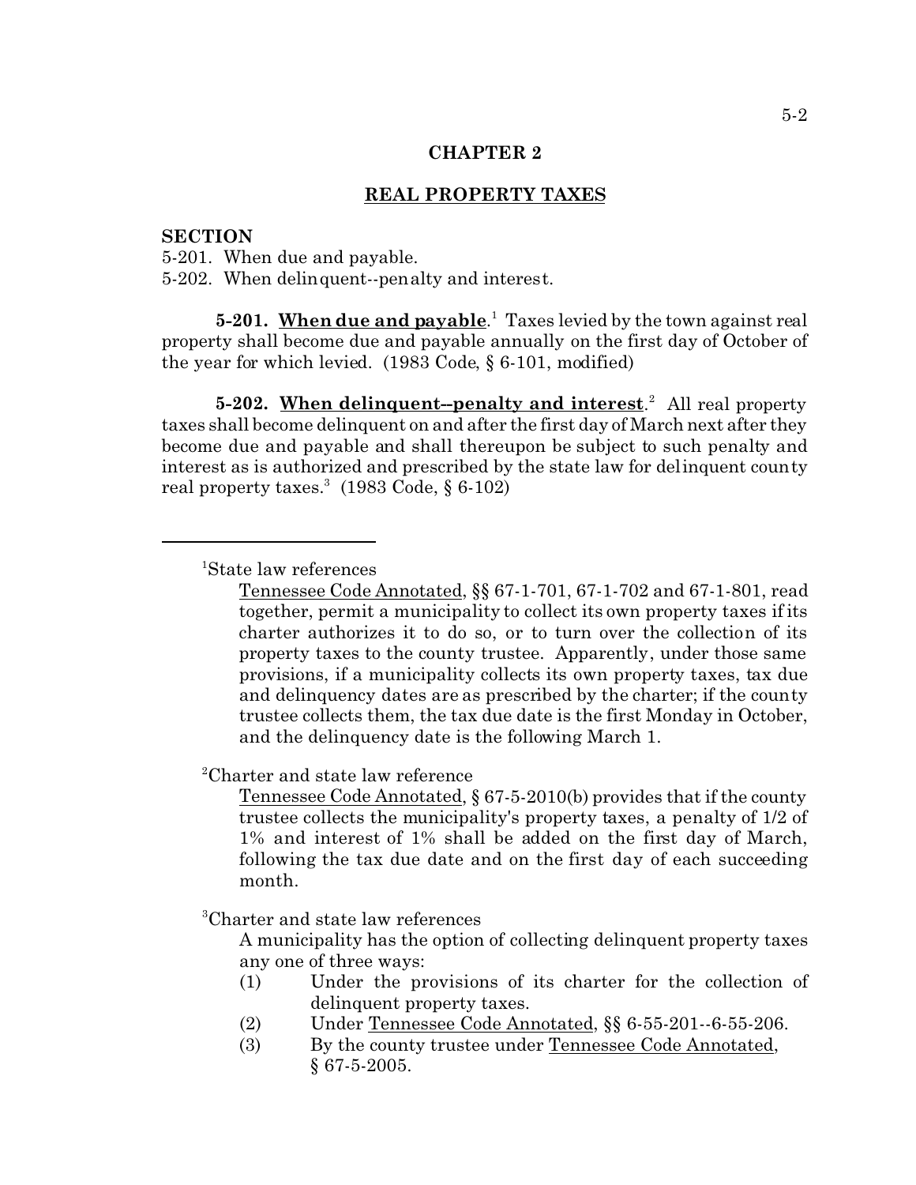## CHAPTER 2

## REAL PROPERTY TAXES

**SECTION**

5-201. When due and payable.
5-202. When delinquent--penalty and interest.

**5-201. When due and payable**.[1] Taxes levied by the town against real property shall become due and payable annually on the first day of October of the year for which levied. (1983 Code, § 6-101, modified)

**5-202. When delinquent--penalty and interest**.[2] All real property taxes shall become delinquent on and after the first day of March next after they become due and payable and shall thereupon be subject to such penalty and interest as is authorized and prescribed by the state law for delinquent county real property taxes.[3] (1983 Code, § 6-102)

---

[1]State law references

Tennessee Code Annotated, §§ 67-1-701, 67-1-702 and 67-1-801, read together, permit a municipality to collect its own property taxes if its charter authorizes it to do so, or to turn over the collection of its property taxes to the county trustee. Apparently, under those same provisions, if a municipality collects its own property taxes, tax due and delinquency dates are as prescribed by the charter; if the county trustee collects them, the tax due date is the first Monday in October, and the delinquency date is the following March 1.

[2]Charter and state law reference

Tennessee Code Annotated, § 67-5-2010(b) provides that if the county trustee collects the municipality's property taxes, a penalty of 1/2 of 1% and interest of 1% shall be added on the first day of March, following the tax due date and on the first day of each succeeding month.

[3]Charter and state law references

A municipality has the option of collecting delinquent property taxes any one of three ways:

(1) Under the provisions of its charter for the collection of delinquent property taxes.
(2) Under Tennessee Code Annotated, §§ 6-55-201--6-55-206.
(3) By the county trustee under Tennessee Code Annotated, § 67-5-2005.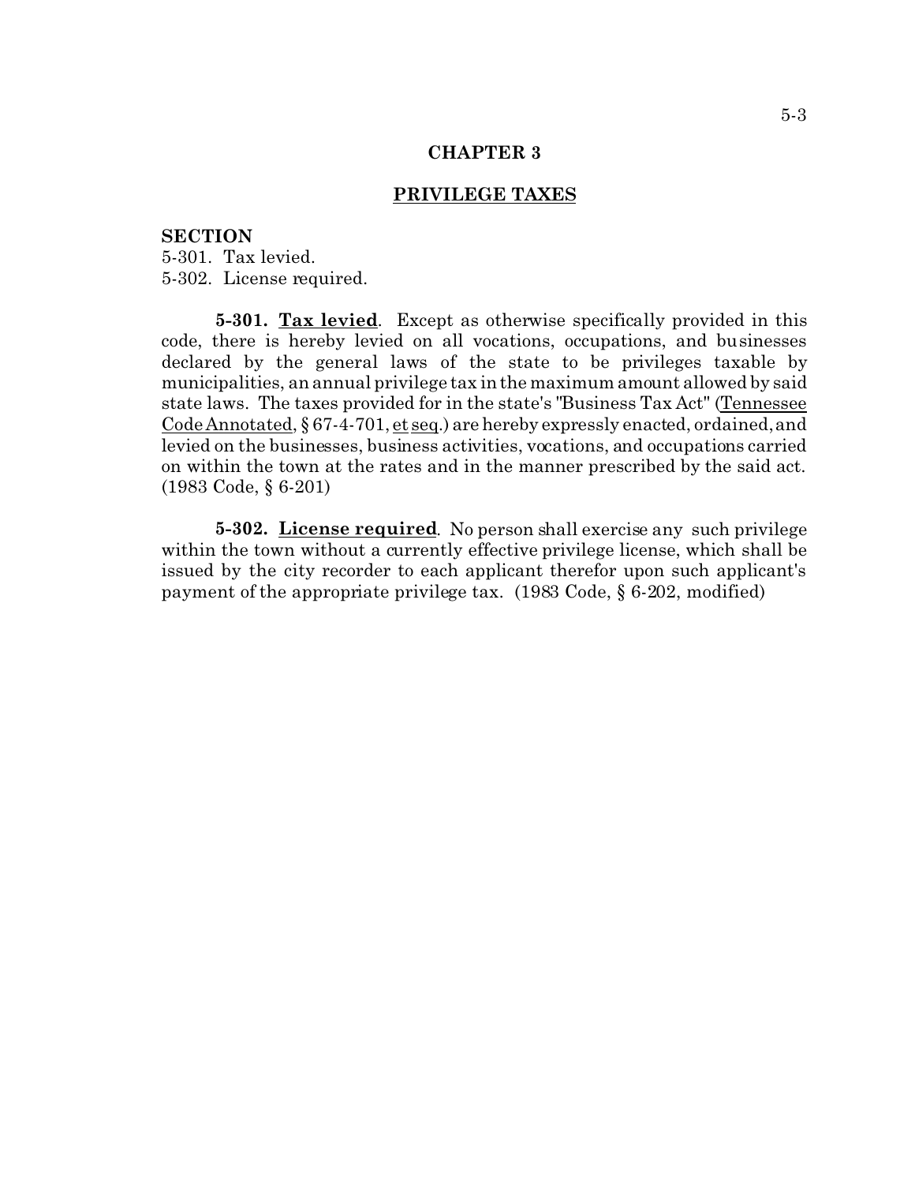# CHAPTER 3

## PRIVILEGE TAXES

**SECTION**
5-301. Tax levied.
5-302. License required.

**5-301. Tax levied**. Except as otherwise specifically provided in this code, there is hereby levied on all vocations, occupations, and businesses declared by the general laws of the state to be privileges taxable by municipalities, an annual privilege tax in the maximum amount allowed by said state laws. The taxes provided for in the state's "Business Tax Act" (Tennessee Code Annotated, § 67-4-701, et seq.) are hereby expressly enacted, ordained, and levied on the businesses, business activities, vocations, and occupations carried on within the town at the rates and in the manner prescribed by the said act. (1983 Code, § 6-201)

**5-302. License required**. No person shall exercise any such privilege within the town without a currently effective privilege license, which shall be issued by the city recorder to each applicant therefor upon such applicant's payment of the appropriate privilege tax. (1983 Code, § 6-202, modified)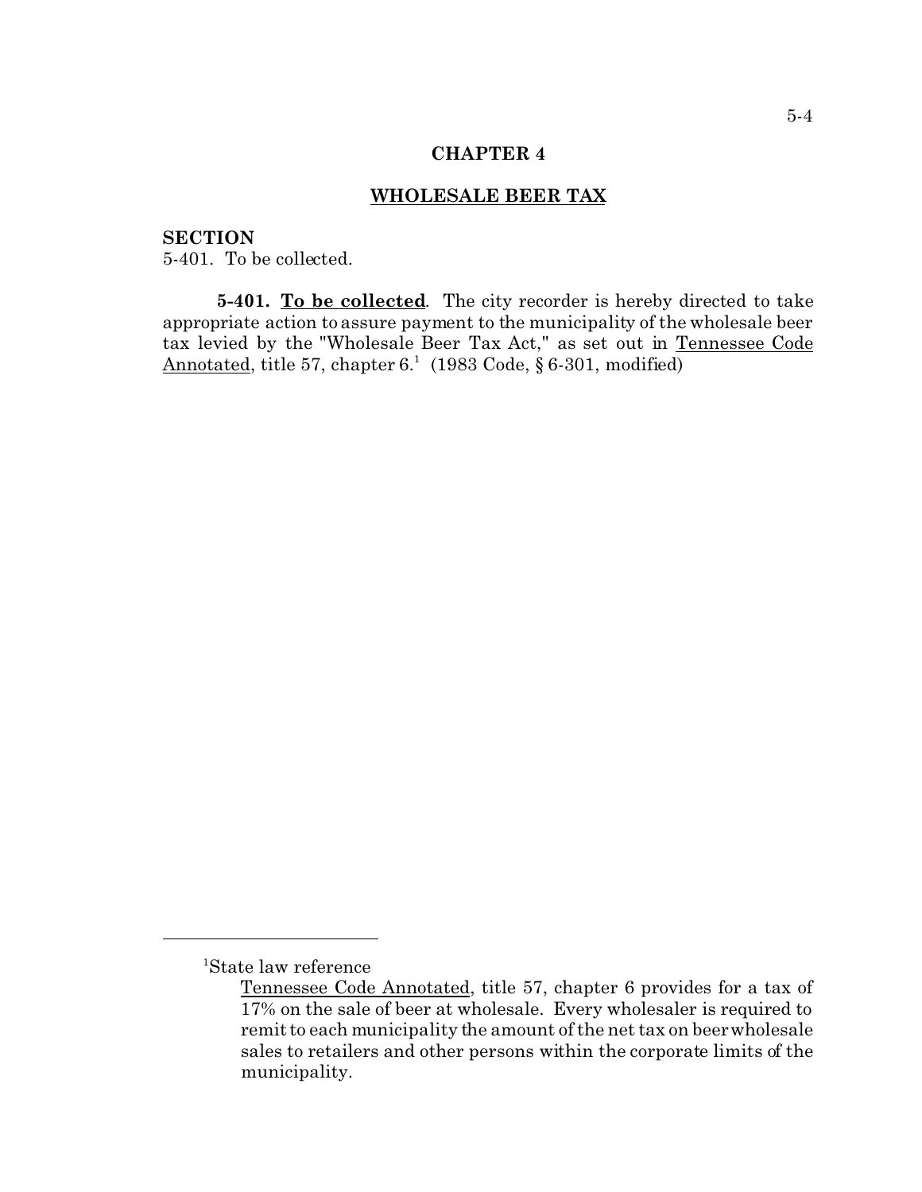## CHAPTER 4

## WHOLESALE BEER TAX

**SECTION**
5-401. To be collected.

**5-401. To be collected**. The city recorder is hereby directed to take appropriate action to assure payment to the municipality of the wholesale beer tax levied by the "Wholesale Beer Tax Act," as set out in Tennessee Code Annotated, title 57, chapter 6.[1] (1983 Code, § 6-301, modified)

---

[1]State law reference

Tennessee Code Annotated, title 57, chapter 6 provides for a tax of 17% on the sale of beer at wholesale. Every wholesaler is required to remit to each municipality the amount of the net tax on beer wholesale sales to retailers and other persons within the corporate limits of the municipality.